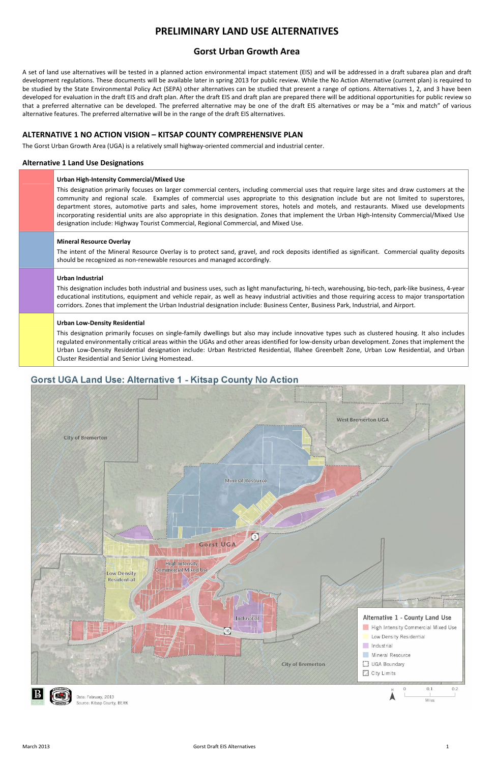# PRELIMINARY LAND USE ALTERNATIVES

## Gorst Urban Growth Area

A set of land use alternatives will be tested in a planned action environmental impact statement (EIS) and will be addressed in a draft subarea plan and draft development regulations. These documents will be available later in spring 2013 for public review. While the No Action Alternative (current plan) is required to be studied by the State Environmental Policy Act (SEPA) other alternatives can be studied that present a range of options. Alternatives 1, 2, and 3 have been developed for evaluation in the draft EIS and draft plan. After the draft EIS and draft plan are prepared there will be additional opportunities for public review so that a preferred alternative can be developed. The preferred alternative may be one of the draft EIS alternatives or may be a "mix and match" of various alternative features. The preferred alternative will be in the range of the draft EIS alternatives.

## ALTERNATIVE 1 NO ACTION VISION – KITSAP COUNTY COMPREHENSIVE PLAN

The Gorst Urban Growth Area (UGA) is a relatively small highway-oriented commercial and industrial center.

### Alternative 1 Land Use Designations

| | |
|---|---|
| | **Urban High-Intensity Commercial/Mixed Use**<br>This designation primarily focuses on larger commercial centers, including commercial uses that require large sites and draw customers at the community and regional scale. Examples of commercial uses appropriate to this designation include but are not limited to superstores, department stores, automotive parts and sales, home improvement stores, hotels and motels, and restaurants. Mixed use developments incorporating residential units are also appropriate in this designation. Zones that implement the Urban High-Intensity Commercial/Mixed Use designation include: Highway Tourist Commercial, Regional Commercial, and Mixed Use. |
| | **Mineral Resource Overlay**<br>The intent of the Mineral Resource Overlay is to protect sand, gravel, and rock deposits identified as significant. Commercial quality deposits should be recognized as non-renewable resources and managed accordingly. |
| | **Urban Industrial**<br>This designation includes both industrial and business uses, such as light manufacturing, hi-tech, warehousing, bio-tech, park-like business, 4-year educational institutions, equipment and vehicle repair, as well as heavy industrial activities and those requiring access to major transportation corridors. Zones that implement the Urban Industrial designation include: Business Center, Business Park, Industrial, and Airport. |
| | **Urban Low-Density Residential**<br>This designation primarily focuses on single-family dwellings but also may include innovative types such as clustered housing. It also includes regulated environmentally critical areas within the UGAs and other areas identified for low-density urban development. Zones that implement the Urban Low-Density Residential designation include: Urban Restricted Residential, Illahee Greenbelt Zone, Urban Low Residential, and Urban Cluster Residential and Senior Living Homestead. |

**Gorst UGA Land Use: Alternative 1 - Kitsap County No Action**

Alternative 1 - County Land Use
- High Intensity Commercial Mixed Use
- Low Density Residential
- Industrial
- Mineral Resource
- UGA Boundary
- City Limits

Date: February, 2013
Source: Kitsap County, BERK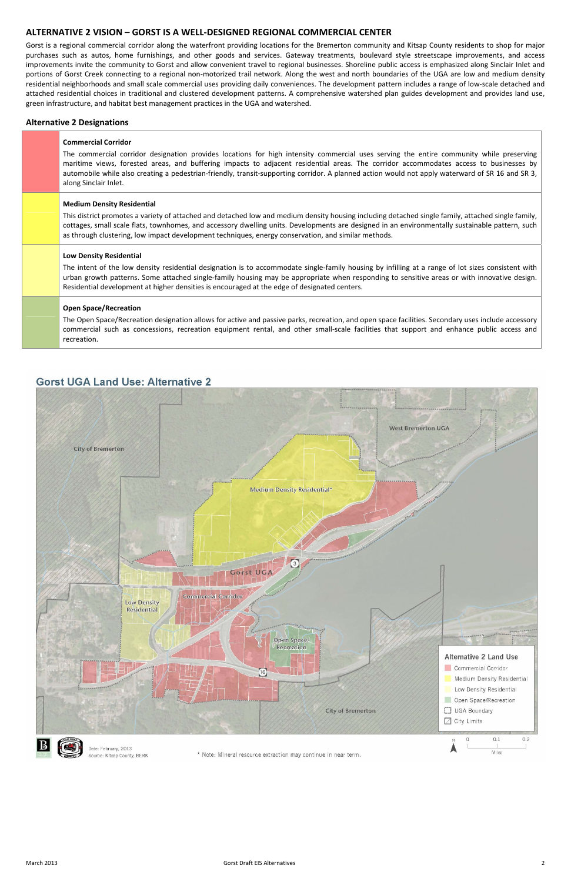## ALTERNATIVE 2 VISION – GORST IS A WELL-DESIGNED REGIONAL COMMERCIAL CENTER

Gorst is a regional commercial corridor along the waterfront providing locations for the Bremerton community and Kitsap County residents to shop for major purchases such as autos, home furnishings, and other goods and services. Gateway treatments, boulevard style streetscape improvements, and access improvements invite the community to Gorst and allow convenient travel to regional businesses. Shoreline public access is emphasized along Sinclair Inlet and portions of Gorst Creek connecting to a regional non-motorized trail network. Along the west and north boundaries of the UGA are low and medium density residential neighborhoods and small scale commercial uses providing daily conveniences. The development pattern includes a range of low-scale detached and attached residential choices in traditional and clustered development patterns. A comprehensive watershed plan guides development and provides land use, green infrastructure, and habitat best management practices in the UGA and watershed.

### Alternative 2 Designations

| | |
|---|---|
| | **Commercial Corridor**<br>The commercial corridor designation provides locations for high intensity commercial uses serving the entire community while preserving maritime views, forested areas, and buffering impacts to adjacent residential areas. The corridor accommodates access to businesses by automobile while also creating a pedestrian-friendly, transit-supporting corridor. A planned action would not apply waterward of SR 16 and SR 3, along Sinclair Inlet. |
| | **Medium Density Residential**<br>This district promotes a variety of attached and detached low and medium density housing including detached single family, attached single family, cottages, small scale flats, townhomes, and accessory dwelling units. Developments are designed in an environmentally sustainable pattern, such as through clustering, low impact development techniques, energy conservation, and similar methods. |
| | **Low Density Residential**<br>The intent of the low density residential designation is to accommodate single-family housing by infilling at a range of lot sizes consistent with urban growth patterns. Some attached single-family housing may be appropriate when responding to sensitive areas or with innovative design. Residential development at higher densities is encouraged at the edge of designated centers. |
| | **Open Space/Recreation**<br>The Open Space/Recreation designation allows for active and passive parks, recreation, and open space facilities. Secondary uses include accessory commercial such as concessions, recreation equipment rental, and other small-scale facilities that support and enhance public access and recreation. |

### Gorst UGA Land Use: Alternative 2

Alternative 2 Land Use: Commercial Corridor; Medium Density Residential; Low Density Residential; Open Space/Recreation; UGA Boundary; City Limits

Date: February, 2013
Source: Kitsap County, BERK

\* Note: Mineral resource extraction may continue in near term.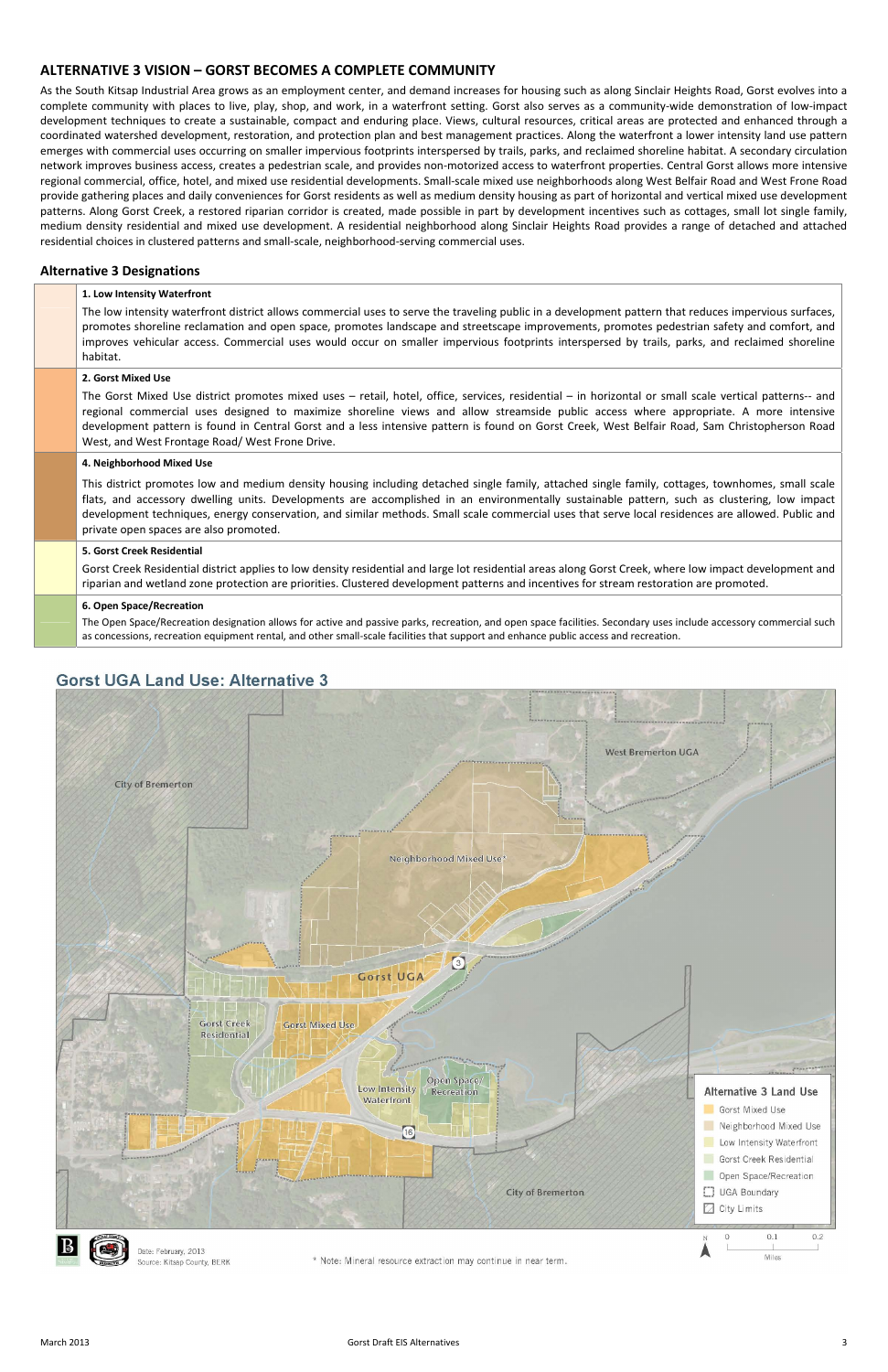## ALTERNATIVE 3 VISION – GORST BECOMES A COMPLETE COMMUNITY

As the South Kitsap Industrial Area grows as an employment center, and demand increases for housing such as along Sinclair Heights Road, Gorst evolves into a complete community with places to live, play, shop, and work, in a waterfront setting. Gorst also serves as a community-wide demonstration of low-impact development techniques to create a sustainable, compact and enduring place. Views, cultural resources, critical areas are protected and enhanced through a coordinated watershed development, restoration, and protection plan and best management practices. Along the waterfront a lower intensity land use pattern emerges with commercial uses occurring on smaller impervious footprints interspersed by trails, parks, and reclaimed shoreline habitat. A secondary circulation network improves business access, creates a pedestrian scale, and provides non-motorized access to waterfront properties. Central Gorst allows more intensive regional commercial, office, hotel, and mixed use residential developments. Small-scale mixed use neighborhoods along West Belfair Road and West Frone Road provide gathering places and daily conveniences for Gorst residents as well as medium density housing as part of horizontal and vertical mixed use development patterns. Along Gorst Creek, a restored riparian corridor is created, made possible in part by development incentives such as cottages, small lot single family, medium density residential and mixed use development. A residential neighborhood along Sinclair Heights Road provides a range of detached and attached residential choices in clustered patterns and small-scale, neighborhood-serving commercial uses.

### Alternative 3 Designations

| | |
|---|---|
| | **1. Low Intensity Waterfront**<br>The low intensity waterfront district allows commercial uses to serve the traveling public in a development pattern that reduces impervious surfaces, promotes shoreline reclamation and open space, promotes landscape and streetscape improvements, promotes pedestrian safety and comfort, and improves vehicular access. Commercial uses would occur on smaller impervious footprints interspersed by trails, parks, and reclaimed shoreline habitat. |
| | **2. Gorst Mixed Use**<br>The Gorst Mixed Use district promotes mixed uses – retail, hotel, office, services, residential – in horizontal or small scale vertical patterns-- and regional commercial uses designed to maximize shoreline views and allow streamside public access where appropriate. A more intensive development pattern is found in Central Gorst and a less intensive pattern is found on Gorst Creek, West Belfair Road, Sam Christopherson Road West, and West Frontage Road/ West Frone Drive. |
| | **4. Neighborhood Mixed Use**<br>This district promotes low and medium density housing including detached single family, attached single family, cottages, townhomes, small scale flats, and accessory dwelling units. Developments are accomplished in an environmentally sustainable pattern, such as clustering, low impact development techniques, energy conservation, and similar methods. Small scale commercial uses that serve local residences are allowed. Public and private open spaces are also promoted. |
| | **5. Gorst Creek Residential**<br>Gorst Creek Residential district applies to low density residential and large lot residential areas along Gorst Creek, where low impact development and riparian and wetland zone protection are priorities. Clustered development patterns and incentives for stream restoration are promoted. |
| | **6. Open Space/Recreation**<br>The Open Space/Recreation designation allows for active and passive parks, recreation, and open space facilities. Secondary uses include accessory commercial such as concessions, recreation equipment rental, and other small-scale facilities that support and enhance public access and recreation. |

## Gorst UGA Land Use: Alternative 3

West Bremerton UGA
City of Bremerton
Neighborhood Mixed Use*
Gorst UGA
3
Gorst Creek Residential
Gorst Mixed Use
Open Space/ Recreation
Low Intensity Waterfront
16
City of Bremerton

Alternative 3 Land Use
Gorst Mixed Use
Neighborhood Mixed Use
Low Intensity Waterfront
Gorst Creek Residential
Open Space/Recreation
UGA Boundary
City Limits

N
0 0.1 0.2
Miles

Date: February, 2013
Source: Kitsap County, BERK

\* Note: Mineral resource extraction may continue in near term.